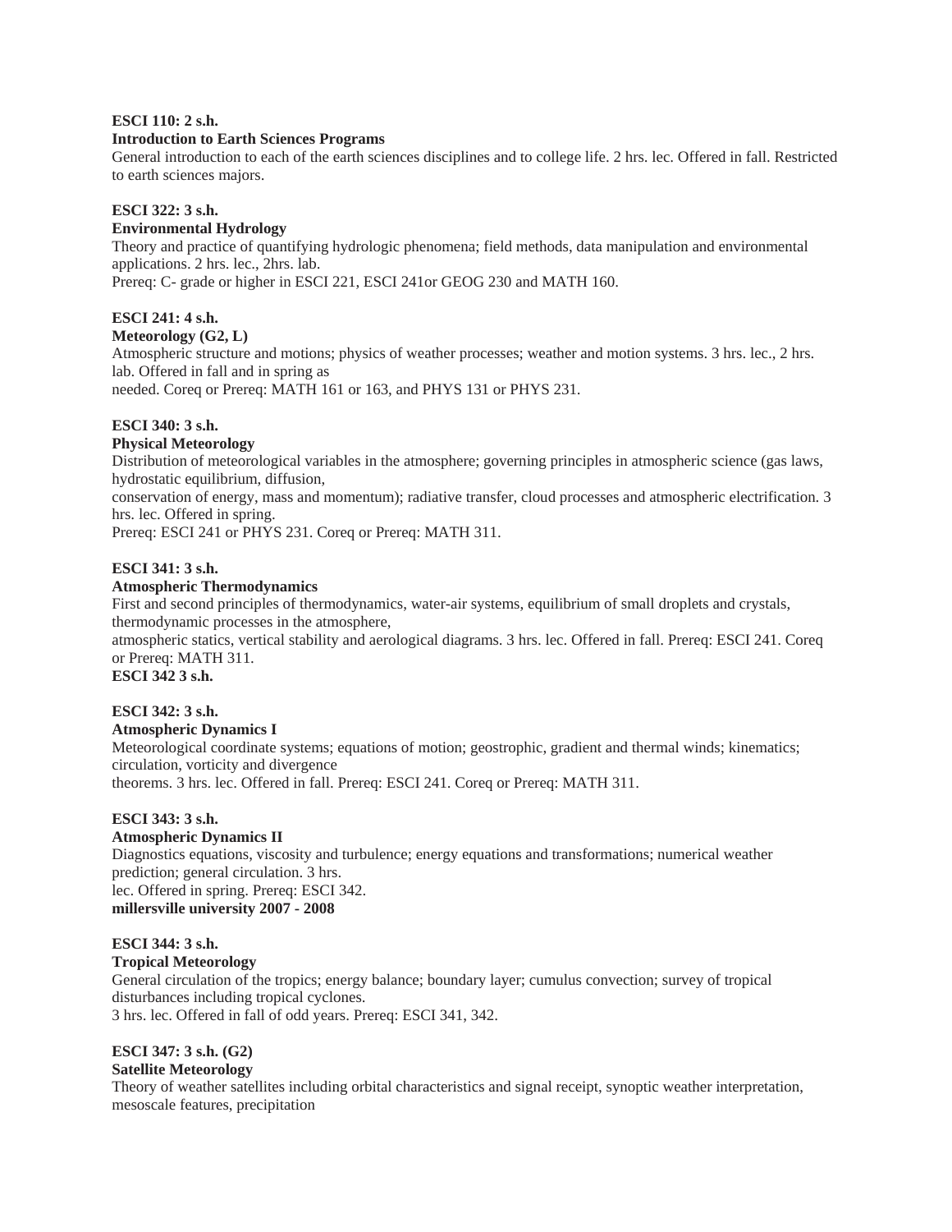**ESCI 110: 2 s.h.**
**Introduction to Earth Sciences Programs**
General introduction to each of the earth sciences disciplines and to college life. 2 hrs. lec. Offered in fall. Restricted to earth sciences majors.

**ESCI 322: 3 s.h.**
**Environmental Hydrology**
Theory and practice of quantifying hydrologic phenomena; field methods, data manipulation and environmental applications. 2 hrs. lec., 2hrs. lab.
Prereq: C- grade or higher in ESCI 221, ESCI 241or GEOG 230 and MATH 160.

**ESCI 241: 4 s.h.**
**Meteorology (G2, L)**
Atmospheric structure and motions; physics of weather processes; weather and motion systems. 3 hrs. lec., 2 hrs. lab. Offered in fall and in spring as
needed. Coreq or Prereq: MATH 161 or 163, and PHYS 131 or PHYS 231.

**ESCI 340: 3 s.h.**
**Physical Meteorology**
Distribution of meteorological variables in the atmosphere; governing principles in atmospheric science (gas laws, hydrostatic equilibrium, diffusion,
conservation of energy, mass and momentum); radiative transfer, cloud processes and atmospheric electrification. 3 hrs. lec. Offered in spring.
Prereq: ESCI 241 or PHYS 231. Coreq or Prereq: MATH 311.

**ESCI 341: 3 s.h.**
**Atmospheric Thermodynamics**
First and second principles of thermodynamics, water-air systems, equilibrium of small droplets and crystals, thermodynamic processes in the atmosphere,
atmospheric statics, vertical stability and aerological diagrams. 3 hrs. lec. Offered in fall. Prereq: ESCI 241. Coreq or Prereq: MATH 311.
**ESCI 342 3 s.h.**

**ESCI 342: 3 s.h.**
**Atmospheric Dynamics I**
Meteorological coordinate systems; equations of motion; geostrophic, gradient and thermal winds; kinematics; circulation, vorticity and divergence
theorems. 3 hrs. lec. Offered in fall. Prereq: ESCI 241. Coreq or Prereq: MATH 311.

**ESCI 343: 3 s.h.**
**Atmospheric Dynamics II**
Diagnostics equations, viscosity and turbulence; energy equations and transformations; numerical weather prediction; general circulation. 3 hrs.
lec. Offered in spring. Prereq: ESCI 342.
**millersville university 2007 - 2008**

**ESCI 344: 3 s.h.**
**Tropical Meteorology**
General circulation of the tropics; energy balance; boundary layer; cumulus convection; survey of tropical disturbances including tropical cyclones.
3 hrs. lec. Offered in fall of odd years. Prereq: ESCI 341, 342.

**ESCI 347: 3 s.h. (G2)**
**Satellite Meteorology**
Theory of weather satellites including orbital characteristics and signal receipt, synoptic weather interpretation, mesoscale features, precipitation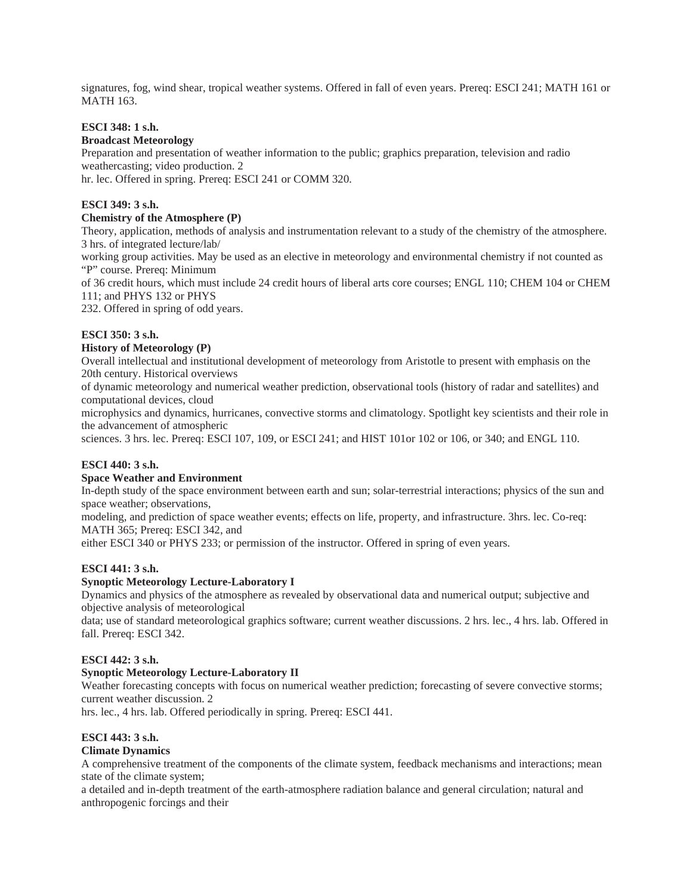signatures, fog, wind shear, tropical weather systems. Offered in fall of even years. Prereq: ESCI 241; MATH 161 or MATH 163.

**ESCI 348: 1 s.h.**
**Broadcast Meteorology**
Preparation and presentation of weather information to the public; graphics preparation, television and radio weathercasting; video production. 2 hr. lec. Offered in spring. Prereq: ESCI 241 or COMM 320.

**ESCI 349: 3 s.h.**
**Chemistry of the Atmosphere (P)**
Theory, application, methods of analysis and instrumentation relevant to a study of the chemistry of the atmosphere. 3 hrs. of integrated lecture/lab/working group activities. May be used as an elective in meteorology and environmental chemistry if not counted as "P" course. Prereq: Minimum of 36 credit hours, which must include 24 credit hours of liberal arts core courses; ENGL 110; CHEM 104 or CHEM 111; and PHYS 132 or PHYS 232. Offered in spring of odd years.

**ESCI 350: 3 s.h.**
**History of Meteorology (P)**
Overall intellectual and institutional development of meteorology from Aristotle to present with emphasis on the 20th century. Historical overviews of dynamic meteorology and numerical weather prediction, observational tools (history of radar and satellites) and computational devices, cloud microphysics and dynamics, hurricanes, convective storms and climatology. Spotlight key scientists and their role in the advancement of atmospheric sciences. 3 hrs. lec. Prereq: ESCI 107, 109, or ESCI 241; and HIST 101or 102 or 106, or 340; and ENGL 110.

**ESCI 440: 3 s.h.**
**Space Weather and Environment**
In-depth study of the space environment between earth and sun; solar-terrestrial interactions; physics of the sun and space weather; observations, modeling, and prediction of space weather events; effects on life, property, and infrastructure. 3hrs. lec. Co-req: MATH 365; Prereq: ESCI 342, and either ESCI 340 or PHYS 233; or permission of the instructor. Offered in spring of even years.

**ESCI 441: 3 s.h.**
**Synoptic Meteorology Lecture-Laboratory I**
Dynamics and physics of the atmosphere as revealed by observational data and numerical output; subjective and objective analysis of meteorological data; use of standard meteorological graphics software; current weather discussions. 2 hrs. lec., 4 hrs. lab. Offered in fall. Prereq: ESCI 342.

**ESCI 442: 3 s.h.**
**Synoptic Meteorology Lecture-Laboratory II**
Weather forecasting concepts with focus on numerical weather prediction; forecasting of severe convective storms; current weather discussion. 2 hrs. lec., 4 hrs. lab. Offered periodically in spring. Prereq: ESCI 441.

**ESCI 443: 3 s.h.**
**Climate Dynamics**
A comprehensive treatment of the components of the climate system, feedback mechanisms and interactions; mean state of the climate system; a detailed and in-depth treatment of the earth-atmosphere radiation balance and general circulation; natural and anthropogenic forcings and their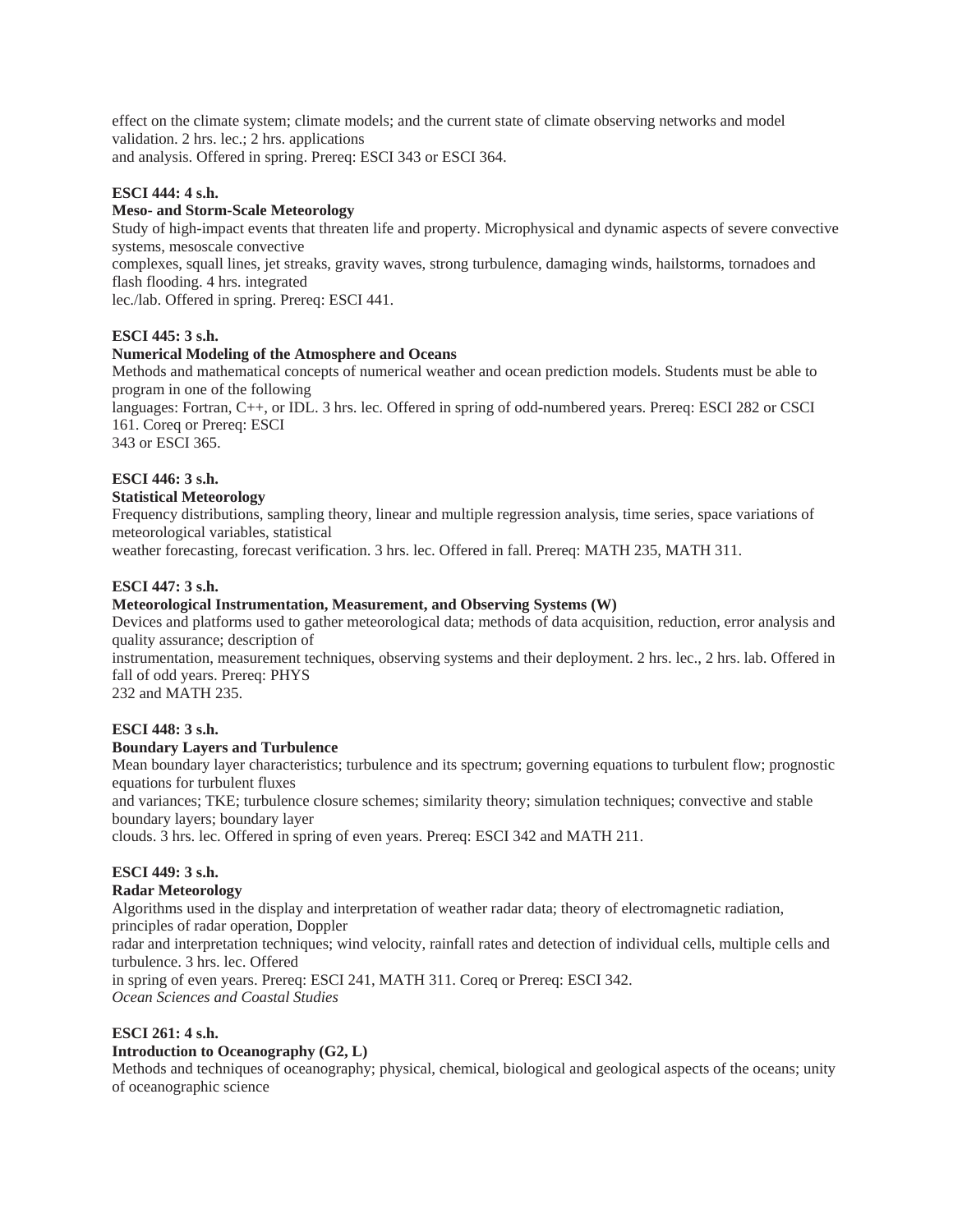effect on the climate system; climate models; and the current state of climate observing networks and model validation. 2 hrs. lec.; 2 hrs. applications and analysis. Offered in spring. Prereq: ESCI 343 or ESCI 364.

**ESCI 444: 4 s.h.**
**Meso- and Storm-Scale Meteorology**
Study of high-impact events that threaten life and property. Microphysical and dynamic aspects of severe convective systems, mesoscale convective complexes, squall lines, jet streaks, gravity waves, strong turbulence, damaging winds, hailstorms, tornadoes and flash flooding. 4 hrs. integrated lec./lab. Offered in spring. Prereq: ESCI 441.

**ESCI 445: 3 s.h.**
**Numerical Modeling of the Atmosphere and Oceans**
Methods and mathematical concepts of numerical weather and ocean prediction models. Students must be able to program in one of the following languages: Fortran, C++, or IDL. 3 hrs. lec. Offered in spring of odd-numbered years. Prereq: ESCI 282 or CSCI 161. Coreq or Prereq: ESCI 343 or ESCI 365.

**ESCI 446: 3 s.h.**
**Statistical Meteorology**
Frequency distributions, sampling theory, linear and multiple regression analysis, time series, space variations of meteorological variables, statistical weather forecasting, forecast verification. 3 hrs. lec. Offered in fall. Prereq: MATH 235, MATH 311.

**ESCI 447: 3 s.h.**
**Meteorological Instrumentation, Measurement, and Observing Systems (W)**
Devices and platforms used to gather meteorological data; methods of data acquisition, reduction, error analysis and quality assurance; description of instrumentation, measurement techniques, observing systems and their deployment. 2 hrs. lec., 2 hrs. lab. Offered in fall of odd years. Prereq: PHYS 232 and MATH 235.

**ESCI 448: 3 s.h.**
**Boundary Layers and Turbulence**
Mean boundary layer characteristics; turbulence and its spectrum; governing equations to turbulent flow; prognostic equations for turbulent fluxes and variances; TKE; turbulence closure schemes; similarity theory; simulation techniques; convective and stable boundary layers; boundary layer clouds. 3 hrs. lec. Offered in spring of even years. Prereq: ESCI 342 and MATH 211.

**ESCI 449: 3 s.h.**
**Radar Meteorology**
Algorithms used in the display and interpretation of weather radar data; theory of electromagnetic radiation, principles of radar operation, Doppler radar and interpretation techniques; wind velocity, rainfall rates and detection of individual cells, multiple cells and turbulence. 3 hrs. lec. Offered in spring of even years. Prereq: ESCI 241, MATH 311. Coreq or Prereq: ESCI 342.

*Ocean Sciences and Coastal Studies*

**ESCI 261: 4 s.h.**
**Introduction to Oceanography (G2, L)**
Methods and techniques of oceanography; physical, chemical, biological and geological aspects of the oceans; unity of oceanographic science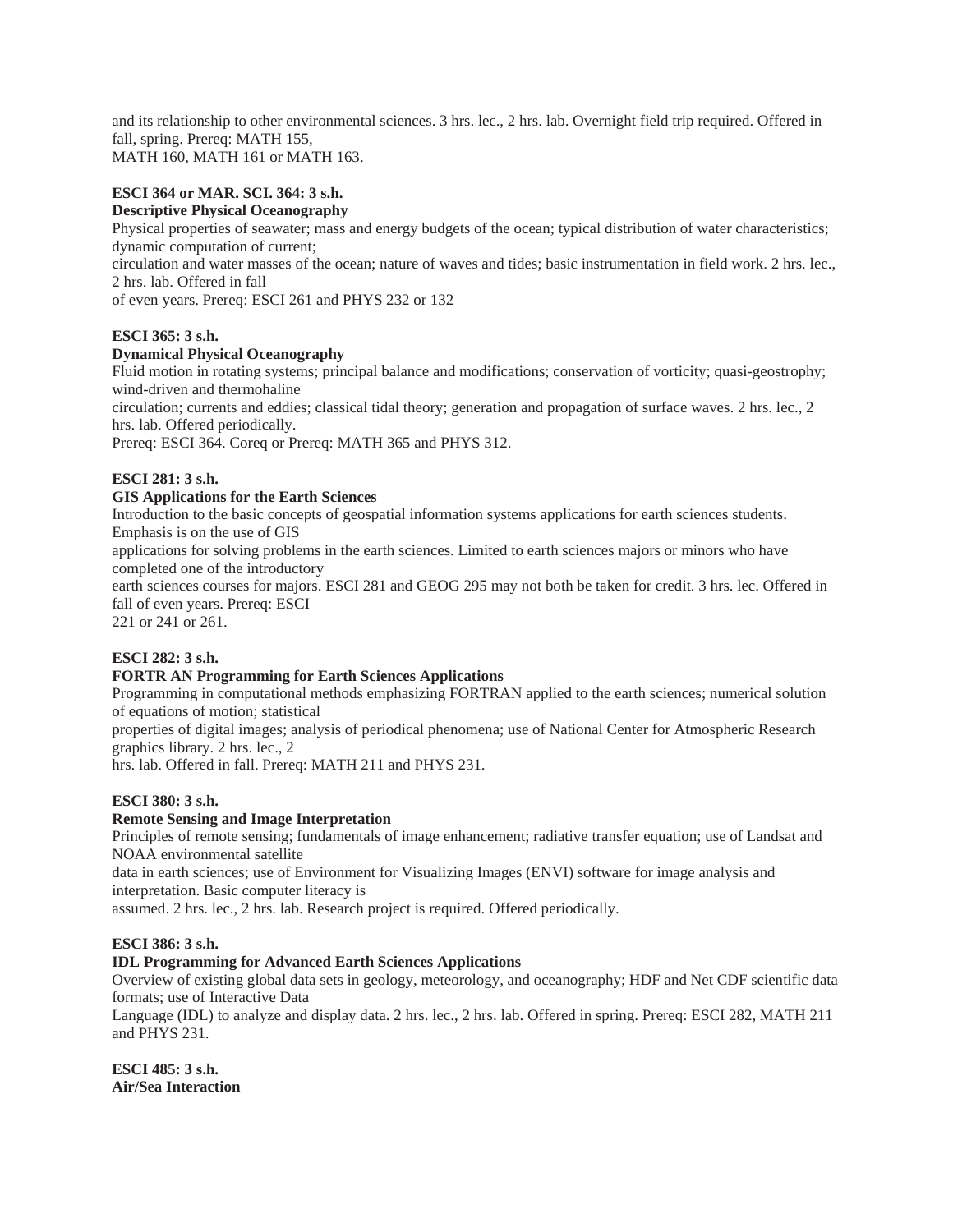and its relationship to other environmental sciences. 3 hrs. lec., 2 hrs. lab. Overnight field trip required. Offered in fall, spring. Prereq: MATH 155, MATH 160, MATH 161 or MATH 163.

**ESCI 364 or MAR. SCI. 364: 3 s.h.**
**Descriptive Physical Oceanography**
Physical properties of seawater; mass and energy budgets of the ocean; typical distribution of water characteristics; dynamic computation of current; circulation and water masses of the ocean; nature of waves and tides; basic instrumentation in field work. 2 hrs. lec., 2 hrs. lab. Offered in fall of even years. Prereq: ESCI 261 and PHYS 232 or 132

**ESCI 365: 3 s.h.**
**Dynamical Physical Oceanography**
Fluid motion in rotating systems; principal balance and modifications; conservation of vorticity; quasi-geostrophy; wind-driven and thermohaline circulation; currents and eddies; classical tidal theory; generation and propagation of surface waves. 2 hrs. lec., 2 hrs. lab. Offered periodically.
Prereq: ESCI 364. Coreq or Prereq: MATH 365 and PHYS 312.

**ESCI 281: 3 s.h.**
**GIS Applications for the Earth Sciences**
Introduction to the basic concepts of geospatial information systems applications for earth sciences students. Emphasis is on the use of GIS applications for solving problems in the earth sciences. Limited to earth sciences majors or minors who have completed one of the introductory earth sciences courses for majors. ESCI 281 and GEOG 295 may not both be taken for credit. 3 hrs. lec. Offered in fall of even years. Prereq: ESCI 221 or 241 or 261.

**ESCI 282: 3 s.h.**
**FORTR AN Programming for Earth Sciences Applications**
Programming in computational methods emphasizing FORTRAN applied to the earth sciences; numerical solution of equations of motion; statistical properties of digital images; analysis of periodical phenomena; use of National Center for Atmospheric Research graphics library. 2 hrs. lec., 2 hrs. lab. Offered in fall. Prereq: MATH 211 and PHYS 231.

**ESCI 380: 3 s.h.**
**Remote Sensing and Image Interpretation**
Principles of remote sensing; fundamentals of image enhancement; radiative transfer equation; use of Landsat and NOAA environmental satellite data in earth sciences; use of Environment for Visualizing Images (ENVI) software for image analysis and interpretation. Basic computer literacy is assumed. 2 hrs. lec., 2 hrs. lab. Research project is required. Offered periodically.

**ESCI 386: 3 s.h.**
**IDL Programming for Advanced Earth Sciences Applications**
Overview of existing global data sets in geology, meteorology, and oceanography; HDF and Net CDF scientific data formats; use of Interactive Data Language (IDL) to analyze and display data. 2 hrs. lec., 2 hrs. lab. Offered in spring. Prereq: ESCI 282, MATH 211 and PHYS 231.

**ESCI 485: 3 s.h.**
**Air/Sea Interaction**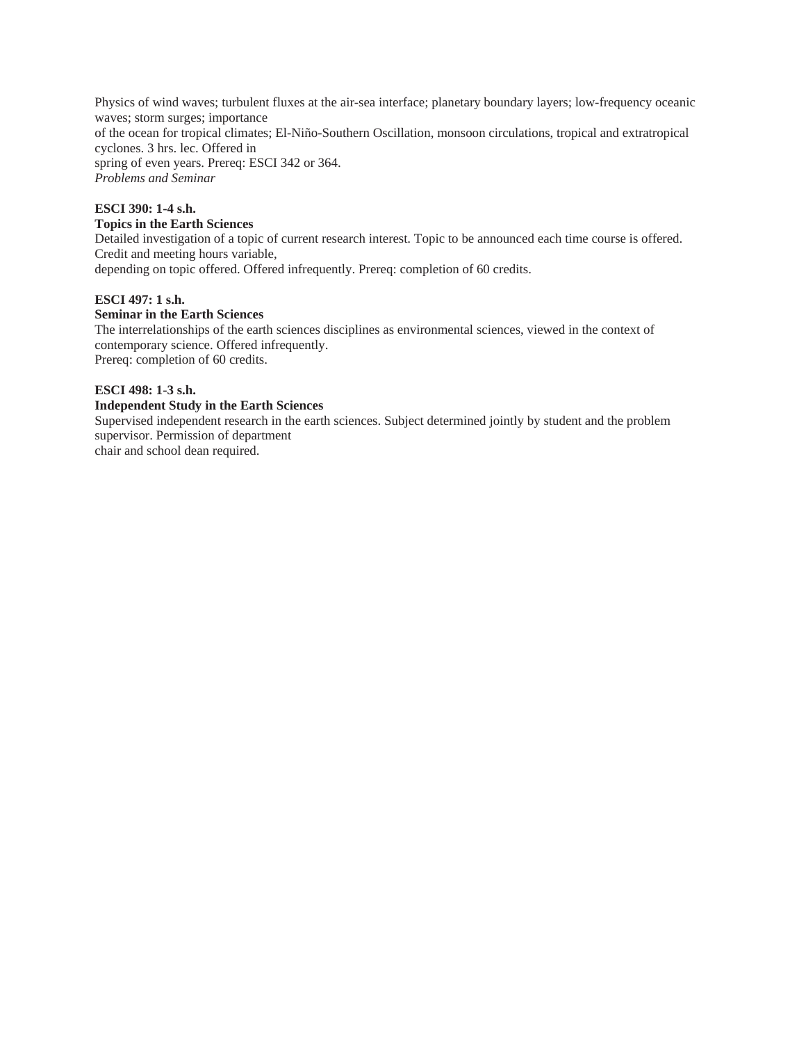Physics of wind waves; turbulent fluxes at the air-sea interface; planetary boundary layers; low-frequency oceanic waves; storm surges; importance of the ocean for tropical climates; El-Niño-Southern Oscillation, monsoon circulations, tropical and extratropical cyclones. 3 hrs. lec. Offered in spring of even years. Prereq: ESCI 342 or 364.

*Problems and Seminar*

**ESCI 390: 1-4 s.h.**
**Topics in the Earth Sciences**
Detailed investigation of a topic of current research interest. Topic to be announced each time course is offered. Credit and meeting hours variable, depending on topic offered. Offered infrequently. Prereq: completion of 60 credits.

**ESCI 497: 1 s.h.**
**Seminar in the Earth Sciences**
The interrelationships of the earth sciences disciplines as environmental sciences, viewed in the context of contemporary science. Offered infrequently.
Prereq: completion of 60 credits.

**ESCI 498: 1-3 s.h.**
**Independent Study in the Earth Sciences**
Supervised independent research in the earth sciences. Subject determined jointly by student and the problem supervisor. Permission of department chair and school dean required.